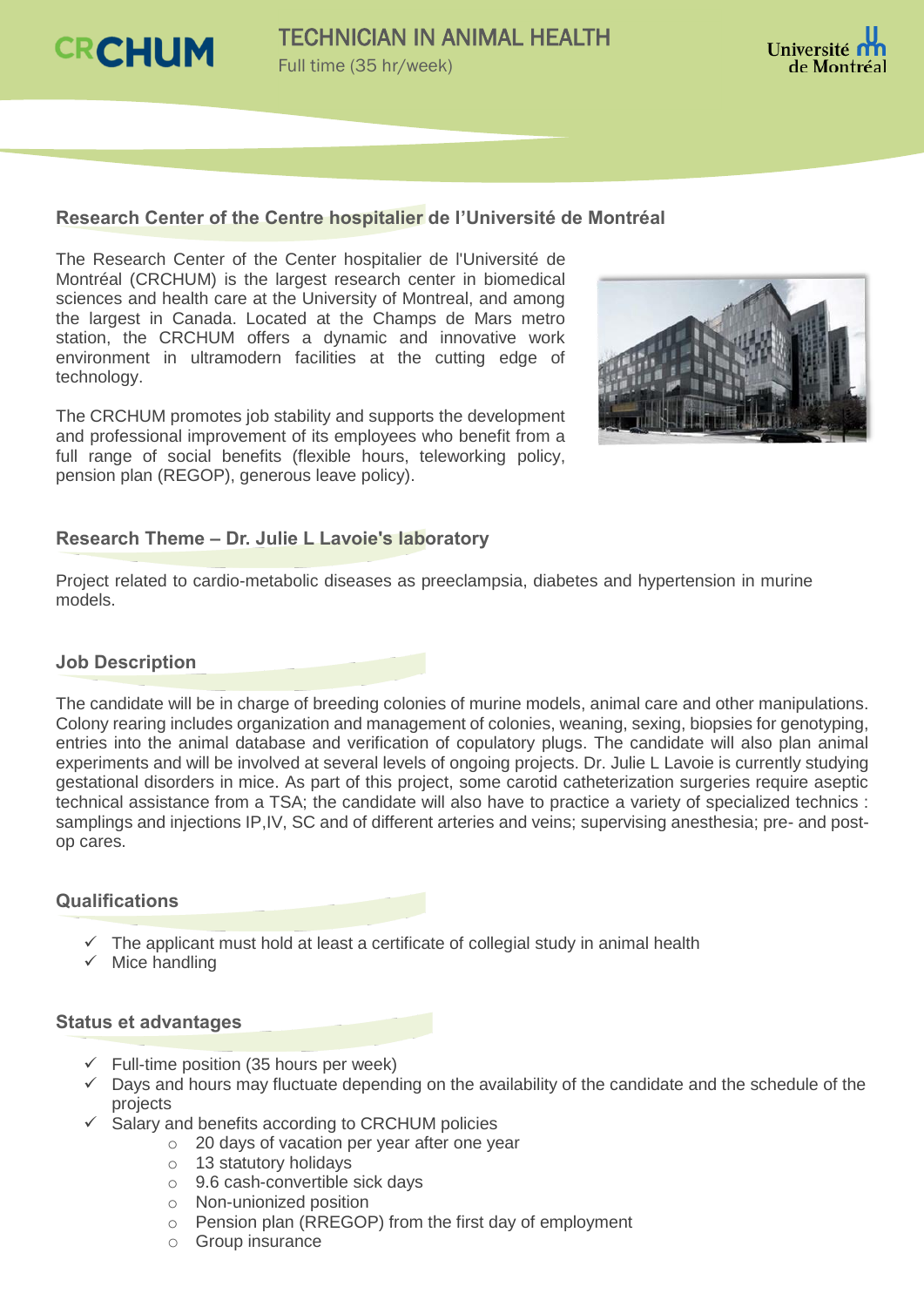CRCHUM

# TECHNICIAN IN ANIMAL HEALTH

Full time (35 hr/week)

Université de Montréal

## Research Center of the Centre hospitalier de l'Université de Montréal

The Research Center of the Center hospitalier de l'Université de Montréal (CRCHUM) is the largest research center in biomedical sciences and health care at the University of Montreal, and among the largest in Canada. Located at the Champs de Mars metro station, the CRCHUM offers a dynamic and innovative work environment in ultramodern facilities at the cutting edge of technology.

The CRCHUM promotes job stability and supports the development and professional improvement of its employees who benefit from a full range of social benefits (flexible hours, teleworking policy, pension plan (REGOP), generous leave policy).

## Research Theme – Dr. Julie L Lavoie's laboratory

Project related to cardio-metabolic diseases as preeclampsia, diabetes and hypertension in murine models.

## Job Description

The candidate will be in charge of breeding colonies of murine models, animal care and other manipulations. Colony rearing includes organization and management of colonies, weaning, sexing, biopsies for genotyping, entries into the animal database and verification of copulatory plugs. The candidate will also plan animal experiments and will be involved at several levels of ongoing projects. Dr. Julie L Lavoie is currently studying gestational disorders in mice. As part of this project, some carotid catheterization surgeries require aseptic technical assistance from a TSA; the candidate will also have to practice a variety of specialized technics : samplings and injections IP,IV, SC and of different arteries and veins; supervising anesthesia; pre- and post-op cares.

## Qualifications

- ✓ The applicant must hold at least a certificate of collegial study in animal health
- ✓ Mice handling

## Status et advantages

- ✓ Full-time position (35 hours per week)
- ✓ Days and hours may fluctuate depending on the availability of the candidate and the schedule of the projects
- ✓ Salary and benefits according to CRCHUM policies
  - 20 days of vacation per year after one year
  - 13 statutory holidays
  - 9.6 cash-convertible sick days
  - Non-unionized position
  - Pension plan (RREGOP) from the first day of employment
  - Group insurance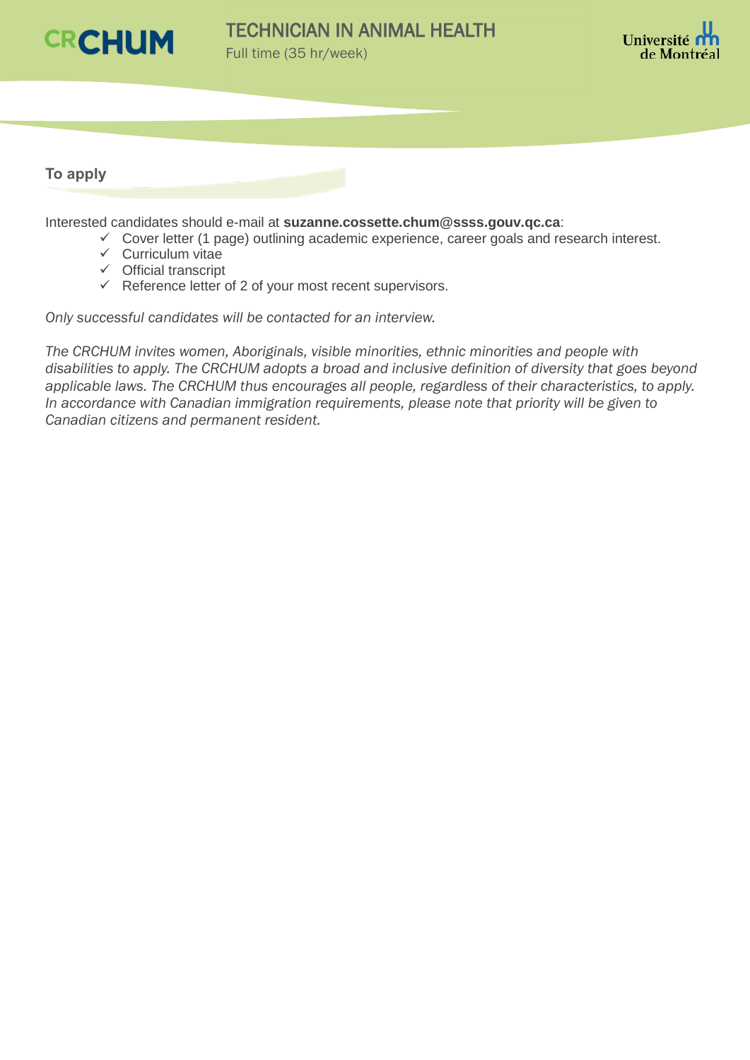## To apply

Interested candidates should e-mail at **suzanne.cossette.chum@ssss.gouv.qc.ca**:

- ✓ Cover letter (1 page) outlining academic experience, career goals and research interest.
- ✓ Curriculum vitae
- ✓ Official transcript
- ✓ Reference letter of 2 of your most recent supervisors.

*Only successful candidates will be contacted for an interview.*

*The CRCHUM invites women, Aboriginals, visible minorities, ethnic minorities and people with disabilities to apply. The CRCHUM adopts a broad and inclusive definition of diversity that goes beyond applicable laws. The CRCHUM thus encourages all people, regardless of their characteristics, to apply. In accordance with Canadian immigration requirements, please note that priority will be given to Canadian citizens and permanent resident.*